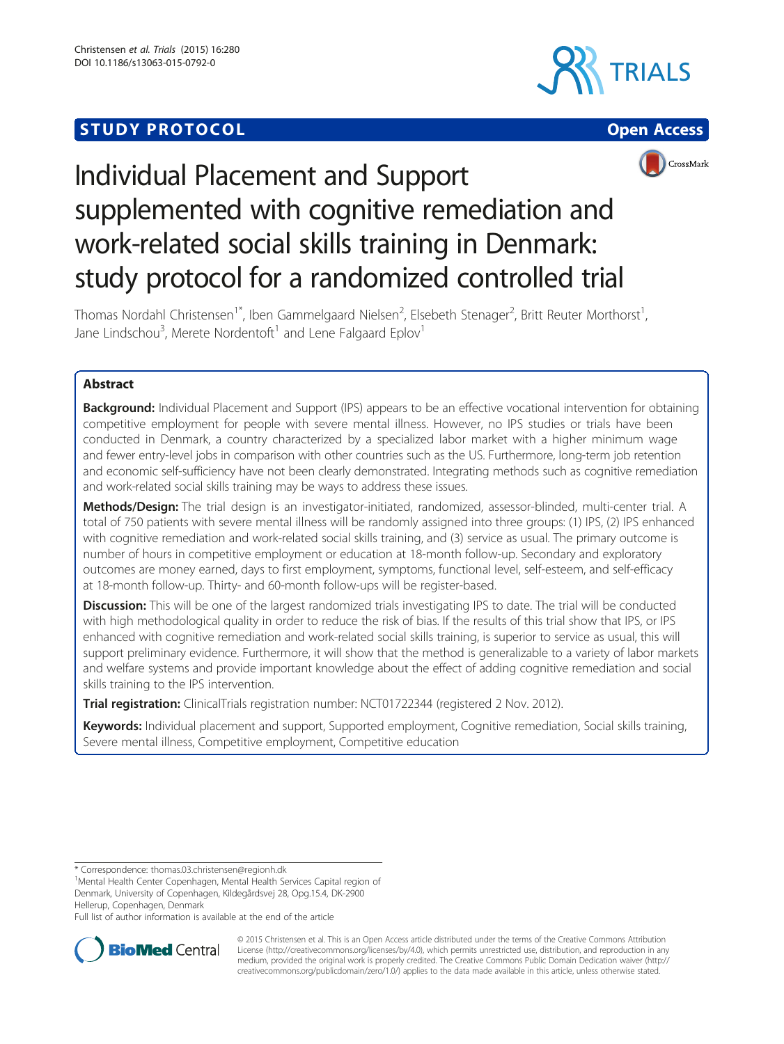**STUDY PROTOCOL** **Open Access**

# Individual Placement and Support supplemented with cognitive remediation and work-related social skills training in Denmark: study protocol for a randomized controlled trial

Thomas Nordahl Christensen[1*], Iben Gammelgaard Nielsen[2], Elsebeth Stenager[2], Britt Reuter Morthorst[1], Jane Lindschou[3], Merete Nordentoft[1] and Lene Falgaard Eplov[1]

## Abstract

**Background:** Individual Placement and Support (IPS) appears to be an effective vocational intervention for obtaining competitive employment for people with severe mental illness. However, no IPS studies or trials have been conducted in Denmark, a country characterized by a specialized labor market with a higher minimum wage and fewer entry-level jobs in comparison with other countries such as the US. Furthermore, long-term job retention and economic self-sufficiency have not been clearly demonstrated. Integrating methods such as cognitive remediation and work-related social skills training may be ways to address these issues.

**Methods/Design:** The trial design is an investigator-initiated, randomized, assessor-blinded, multi-center trial. A total of 750 patients with severe mental illness will be randomly assigned into three groups: (1) IPS, (2) IPS enhanced with cognitive remediation and work-related social skills training, and (3) service as usual. The primary outcome is number of hours in competitive employment or education at 18-month follow-up. Secondary and exploratory outcomes are money earned, days to first employment, symptoms, functional level, self-esteem, and self-efficacy at 18-month follow-up. Thirty- and 60-month follow-ups will be register-based.

**Discussion:** This will be one of the largest randomized trials investigating IPS to date. The trial will be conducted with high methodological quality in order to reduce the risk of bias. If the results of this trial show that IPS, or IPS enhanced with cognitive remediation and work-related social skills training, is superior to service as usual, this will support preliminary evidence. Furthermore, it will show that the method is generalizable to a variety of labor markets and welfare systems and provide important knowledge about the effect of adding cognitive remediation and social skills training to the IPS intervention.

**Trial registration:** ClinicalTrials registration number: NCT01722344 (registered 2 Nov. 2012).

**Keywords:** Individual placement and support, Supported employment, Cognitive remediation, Social skills training, Severe mental illness, Competitive employment, Competitive education

---

* Correspondence: thomas.03.christensen@regionh.dk
[1]Mental Health Center Copenhagen, Mental Health Services Capital region of Denmark, University of Copenhagen, Kildegårdsvej 28, Opg.15.4, DK-2900 Hellerup, Copenhagen, Denmark
Full list of author information is available at the end of the article

© 2015 Christensen et al. This is an Open Access article distributed under the terms of the Creative Commons Attribution License (http://creativecommons.org/licenses/by/4.0), which permits unrestricted use, distribution, and reproduction in any medium, provided the original work is properly credited. The Creative Commons Public Domain Dedication waiver (http://creativecommons.org/publicdomain/zero/1.0/) applies to the data made available in this article, unless otherwise stated.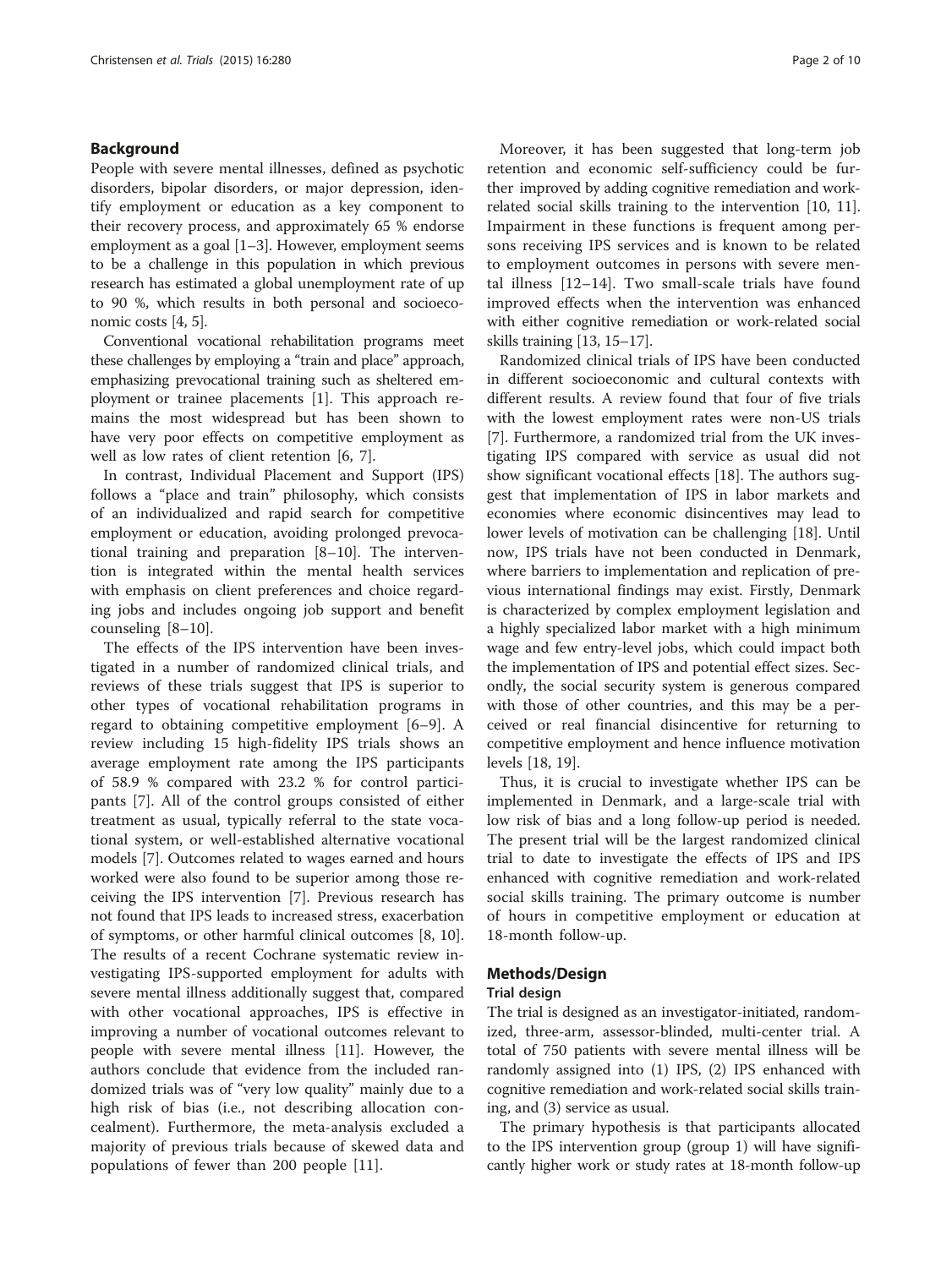## Background

People with severe mental illnesses, defined as psychotic disorders, bipolar disorders, or major depression, identify employment or education as a key component to their recovery process, and approximately 65 % endorse employment as a goal [1–3]. However, employment seems to be a challenge in this population in which previous research has estimated a global unemployment rate of up to 90 %, which results in both personal and socioeconomic costs [4, 5].

Conventional vocational rehabilitation programs meet these challenges by employing a "train and place" approach, emphasizing prevocational training such as sheltered employment or trainee placements [1]. This approach remains the most widespread but has been shown to have very poor effects on competitive employment as well as low rates of client retention [6, 7].

In contrast, Individual Placement and Support (IPS) follows a "place and train" philosophy, which consists of an individualized and rapid search for competitive employment or education, avoiding prolonged prevocational training and preparation [8–10]. The intervention is integrated within the mental health services with emphasis on client preferences and choice regarding jobs and includes ongoing job support and benefit counseling [8–10].

The effects of the IPS intervention have been investigated in a number of randomized clinical trials, and reviews of these trials suggest that IPS is superior to other types of vocational rehabilitation programs in regard to obtaining competitive employment [6–9]. A review including 15 high-fidelity IPS trials shows an average employment rate among the IPS participants of 58.9 % compared with 23.2 % for control participants [7]. All of the control groups consisted of either treatment as usual, typically referral to the state vocational system, or well-established alternative vocational models [7]. Outcomes related to wages earned and hours worked were also found to be superior among those receiving the IPS intervention [7]. Previous research has not found that IPS leads to increased stress, exacerbation of symptoms, or other harmful clinical outcomes [8, 10]. The results of a recent Cochrane systematic review investigating IPS-supported employment for adults with severe mental illness additionally suggest that, compared with other vocational approaches, IPS is effective in improving a number of vocational outcomes relevant to people with severe mental illness [11]. However, the authors conclude that evidence from the included randomized trials was of "very low quality" mainly due to a high risk of bias (i.e., not describing allocation concealment). Furthermore, the meta-analysis excluded a majority of previous trials because of skewed data and populations of fewer than 200 people [11].

Moreover, it has been suggested that long-term job retention and economic self-sufficiency could be further improved by adding cognitive remediation and work-related social skills training to the intervention [10, 11]. Impairment in these functions is frequent among persons receiving IPS services and is known to be related to employment outcomes in persons with severe mental illness [12–14]. Two small-scale trials have found improved effects when the intervention was enhanced with either cognitive remediation or work-related social skills training [13, 15–17].

Randomized clinical trials of IPS have been conducted in different socioeconomic and cultural contexts with different results. A review found that four of five trials with the lowest employment rates were non-US trials [7]. Furthermore, a randomized trial from the UK investigating IPS compared with service as usual did not show significant vocational effects [18]. The authors suggest that implementation of IPS in labor markets and economies where economic disincentives may lead to lower levels of motivation can be challenging [18]. Until now, IPS trials have not been conducted in Denmark, where barriers to implementation and replication of previous international findings may exist. Firstly, Denmark is characterized by complex employment legislation and a highly specialized labor market with a high minimum wage and few entry-level jobs, which could impact both the implementation of IPS and potential effect sizes. Secondly, the social security system is generous compared with those of other countries, and this may be a perceived or real financial disincentive for returning to competitive employment and hence influence motivation levels [18, 19].

Thus, it is crucial to investigate whether IPS can be implemented in Denmark, and a large-scale trial with low risk of bias and a long follow-up period is needed. The present trial will be the largest randomized clinical trial to date to investigate the effects of IPS and IPS enhanced with cognitive remediation and work-related social skills training. The primary outcome is number of hours in competitive employment or education at 18-month follow-up.

## Methods/Design

### Trial design

The trial is designed as an investigator-initiated, randomized, three-arm, assessor-blinded, multi-center trial. A total of 750 patients with severe mental illness will be randomly assigned into (1) IPS, (2) IPS enhanced with cognitive remediation and work-related social skills training, and (3) service as usual.

The primary hypothesis is that participants allocated to the IPS intervention group (group 1) will have significantly higher work or study rates at 18-month follow-up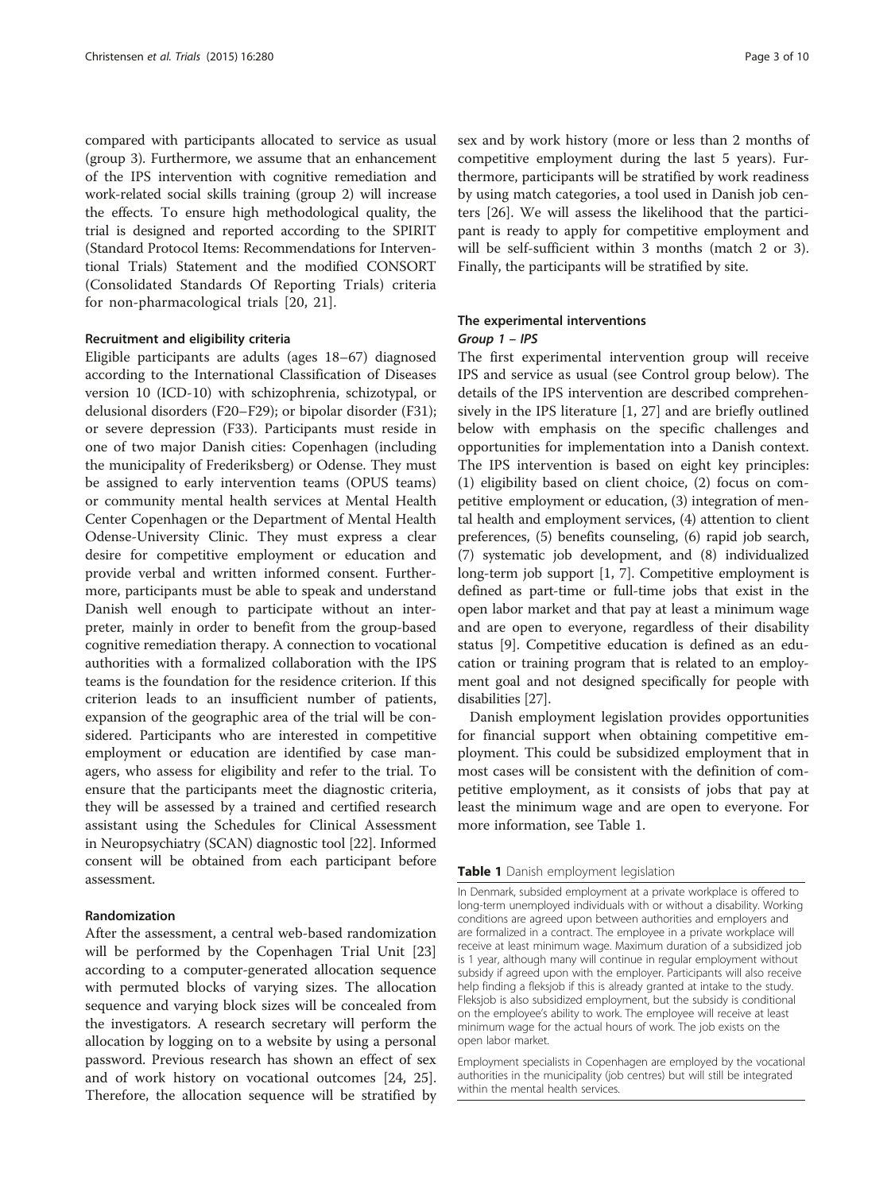compared with participants allocated to service as usual (group 3). Furthermore, we assume that an enhancement of the IPS intervention with cognitive remediation and work-related social skills training (group 2) will increase the effects. To ensure high methodological quality, the trial is designed and reported according to the SPIRIT (Standard Protocol Items: Recommendations for Interventional Trials) Statement and the modified CONSORT (Consolidated Standards Of Reporting Trials) criteria for non-pharmacological trials [20, 21].

### Recruitment and eligibility criteria

Eligible participants are adults (ages 18–67) diagnosed according to the International Classification of Diseases version 10 (ICD-10) with schizophrenia, schizotypal, or delusional disorders (F20–F29); or bipolar disorder (F31); or severe depression (F33). Participants must reside in one of two major Danish cities: Copenhagen (including the municipality of Frederiksberg) or Odense. They must be assigned to early intervention teams (OPUS teams) or community mental health services at Mental Health Center Copenhagen or the Department of Mental Health Odense-University Clinic. They must express a clear desire for competitive employment or education and provide verbal and written informed consent. Furthermore, participants must be able to speak and understand Danish well enough to participate without an interpreter, mainly in order to benefit from the group-based cognitive remediation therapy. A connection to vocational authorities with a formalized collaboration with the IPS teams is the foundation for the residence criterion. If this criterion leads to an insufficient number of patients, expansion of the geographic area of the trial will be considered. Participants who are interested in competitive employment or education are identified by case managers, who assess for eligibility and refer to the trial. To ensure that the participants meet the diagnostic criteria, they will be assessed by a trained and certified research assistant using the Schedules for Clinical Assessment in Neuropsychiatry (SCAN) diagnostic tool [22]. Informed consent will be obtained from each participant before assessment.

### Randomization

After the assessment, a central web-based randomization will be performed by the Copenhagen Trial Unit [23] according to a computer-generated allocation sequence with permuted blocks of varying sizes. The allocation sequence and varying block sizes will be concealed from the investigators. A research secretary will perform the allocation by logging on to a website by using a personal password. Previous research has shown an effect of sex and of work history on vocational outcomes [24, 25]. Therefore, the allocation sequence will be stratified by sex and by work history (more or less than 2 months of competitive employment during the last 5 years). Furthermore, participants will be stratified by work readiness by using match categories, a tool used in Danish job centers [26]. We will assess the likelihood that the participant is ready to apply for competitive employment and will be self-sufficient within 3 months (match 2 or 3). Finally, the participants will be stratified by site.

### The experimental interventions

#### *Group 1 – IPS*

The first experimental intervention group will receive IPS and service as usual (see Control group below). The details of the IPS intervention are described comprehensively in the IPS literature [1, 27] and are briefly outlined below with emphasis on the specific challenges and opportunities for implementation into a Danish context. The IPS intervention is based on eight key principles: (1) eligibility based on client choice, (2) focus on competitive employment or education, (3) integration of mental health and employment services, (4) attention to client preferences, (5) benefits counseling, (6) rapid job search, (7) systematic job development, and (8) individualized long-term job support [1, 7]. Competitive employment is defined as part-time or full-time jobs that exist in the open labor market and that pay at least a minimum wage and are open to everyone, regardless of their disability status [9]. Competitive education is defined as an education or training program that is related to an employment goal and not designed specifically for people with disabilities [27].

Danish employment legislation provides opportunities for financial support when obtaining competitive employment. This could be subsidized employment that in most cases will be consistent with the definition of competitive employment, as it consists of jobs that pay at least the minimum wage and are open to everyone. For more information, see Table 1.

**Table 1** Danish employment legislation

| |
|---|
| In Denmark, subsided employment at a private workplace is offered to long-term unemployed individuals with or without a disability. Working conditions are agreed upon between authorities and employers and are formalized in a contract. The employee in a private workplace will receive at least minimum wage. Maximum duration of a subsidized job is 1 year, although many will continue in regular employment without subsidy if agreed upon with the employer. Participants will also receive help finding a fleksjob if this is already granted at intake to the study. Fleksjob is also subsidized employment, but the subsidy is conditional on the employee's ability to work. The employee will receive at least minimum wage for the actual hours of work. The job exists on the open labor market. |
| Employment specialists in Copenhagen are employed by the vocational authorities in the municipality (job centres) but will still be integrated within the mental health services. |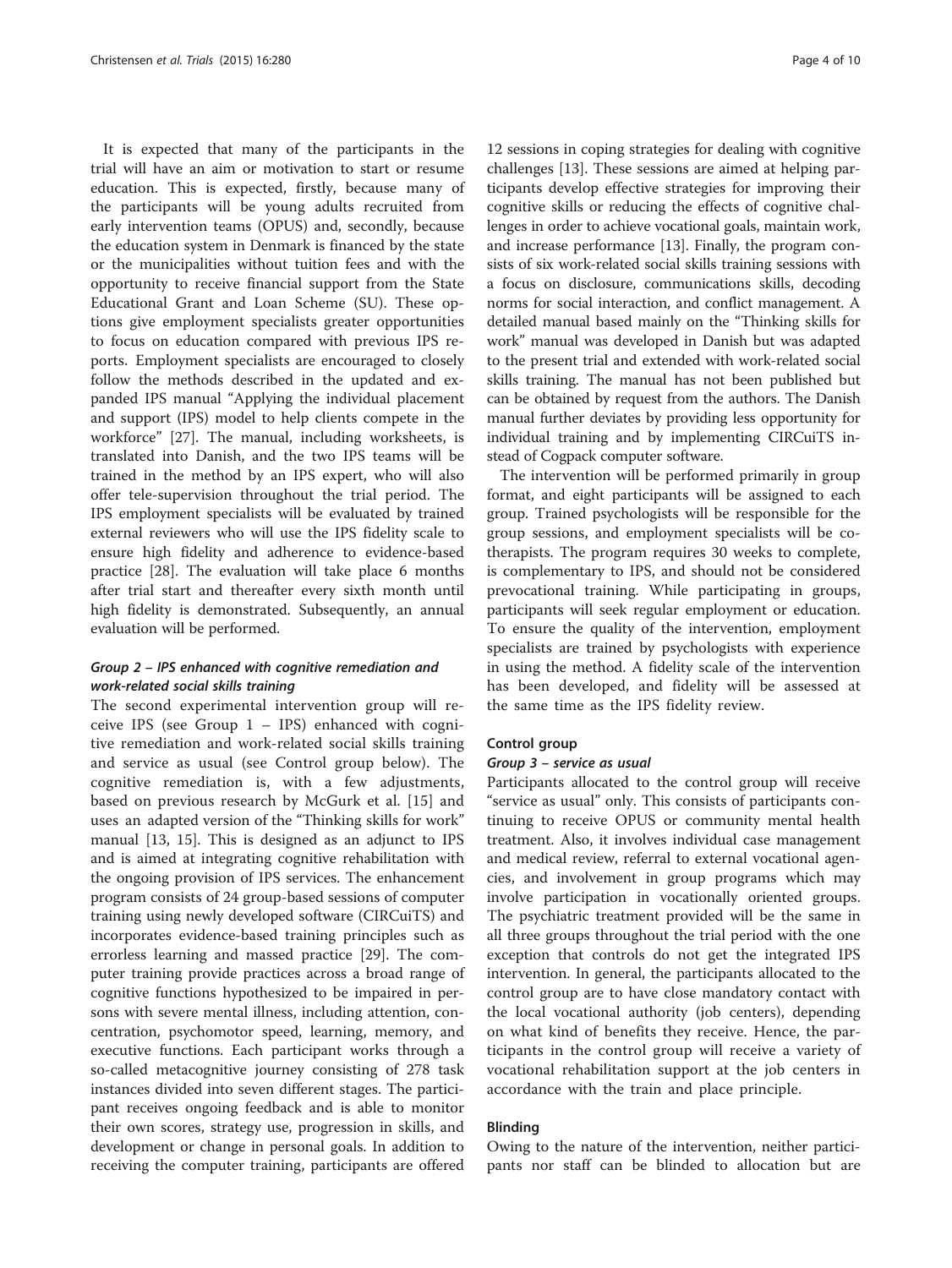It is expected that many of the participants in the trial will have an aim or motivation to start or resume education. This is expected, firstly, because many of the participants will be young adults recruited from early intervention teams (OPUS) and, secondly, because the education system in Denmark is financed by the state or the municipalities without tuition fees and with the opportunity to receive financial support from the State Educational Grant and Loan Scheme (SU). These options give employment specialists greater opportunities to focus on education compared with previous IPS reports. Employment specialists are encouraged to closely follow the methods described in the updated and expanded IPS manual "Applying the individual placement and support (IPS) model to help clients compete in the workforce" [27]. The manual, including worksheets, is translated into Danish, and the two IPS teams will be trained in the method by an IPS expert, who will also offer tele-supervision throughout the trial period. The IPS employment specialists will be evaluated by trained external reviewers who will use the IPS fidelity scale to ensure high fidelity and adherence to evidence-based practice [28]. The evaluation will take place 6 months after trial start and thereafter every sixth month until high fidelity is demonstrated. Subsequently, an annual evaluation will be performed.

#### *Group 2 – IPS enhanced with cognitive remediation and work-related social skills training*

The second experimental intervention group will receive IPS (see Group 1 – IPS) enhanced with cognitive remediation and work-related social skills training and service as usual (see Control group below). The cognitive remediation is, with a few adjustments, based on previous research by McGurk et al. [15] and uses an adapted version of the "Thinking skills for work" manual [13, 15]. This is designed as an adjunct to IPS and is aimed at integrating cognitive rehabilitation with the ongoing provision of IPS services. The enhancement program consists of 24 group-based sessions of computer training using newly developed software (CIRCuiTS) and incorporates evidence-based training principles such as errorless learning and massed practice [29]. The computer training provide practices across a broad range of cognitive functions hypothesized to be impaired in persons with severe mental illness, including attention, concentration, psychomotor speed, learning, memory, and executive functions. Each participant works through a so-called metacognitive journey consisting of 278 task instances divided into seven different stages. The participant receives ongoing feedback and is able to monitor their own scores, strategy use, progression in skills, and development or change in personal goals. In addition to receiving the computer training, participants are offered 12 sessions in coping strategies for dealing with cognitive challenges [13]. These sessions are aimed at helping participants develop effective strategies for improving their cognitive skills or reducing the effects of cognitive challenges in order to achieve vocational goals, maintain work, and increase performance [13]. Finally, the program consists of six work-related social skills training sessions with a focus on disclosure, communications skills, decoding norms for social interaction, and conflict management. A detailed manual based mainly on the "Thinking skills for work" manual was developed in Danish but was adapted to the present trial and extended with work-related social skills training. The manual has not been published but can be obtained by request from the authors. The Danish manual further deviates by providing less opportunity for individual training and by implementing CIRCuiTS instead of Cogpack computer software.

The intervention will be performed primarily in group format, and eight participants will be assigned to each group. Trained psychologists will be responsible for the group sessions, and employment specialists will be co-therapists. The program requires 30 weeks to complete, is complementary to IPS, and should not be considered prevocational training. While participating in groups, participants will seek regular employment or education. To ensure the quality of the intervention, employment specialists are trained by psychologists with experience in using the method. A fidelity scale of the intervention has been developed, and fidelity will be assessed at the same time as the IPS fidelity review.

### Control group

#### *Group 3 – service as usual*

Participants allocated to the control group will receive "service as usual" only. This consists of participants continuing to receive OPUS or community mental health treatment. Also, it involves individual case management and medical review, referral to external vocational agencies, and involvement in group programs which may involve participation in vocationally oriented groups. The psychiatric treatment provided will be the same in all three groups throughout the trial period with the one exception that controls do not get the integrated IPS intervention. In general, the participants allocated to the control group are to have close mandatory contact with the local vocational authority (job centers), depending on what kind of benefits they receive. Hence, the participants in the control group will receive a variety of vocational rehabilitation support at the job centers in accordance with the train and place principle.

### Blinding

Owing to the nature of the intervention, neither participants nor staff can be blinded to allocation but are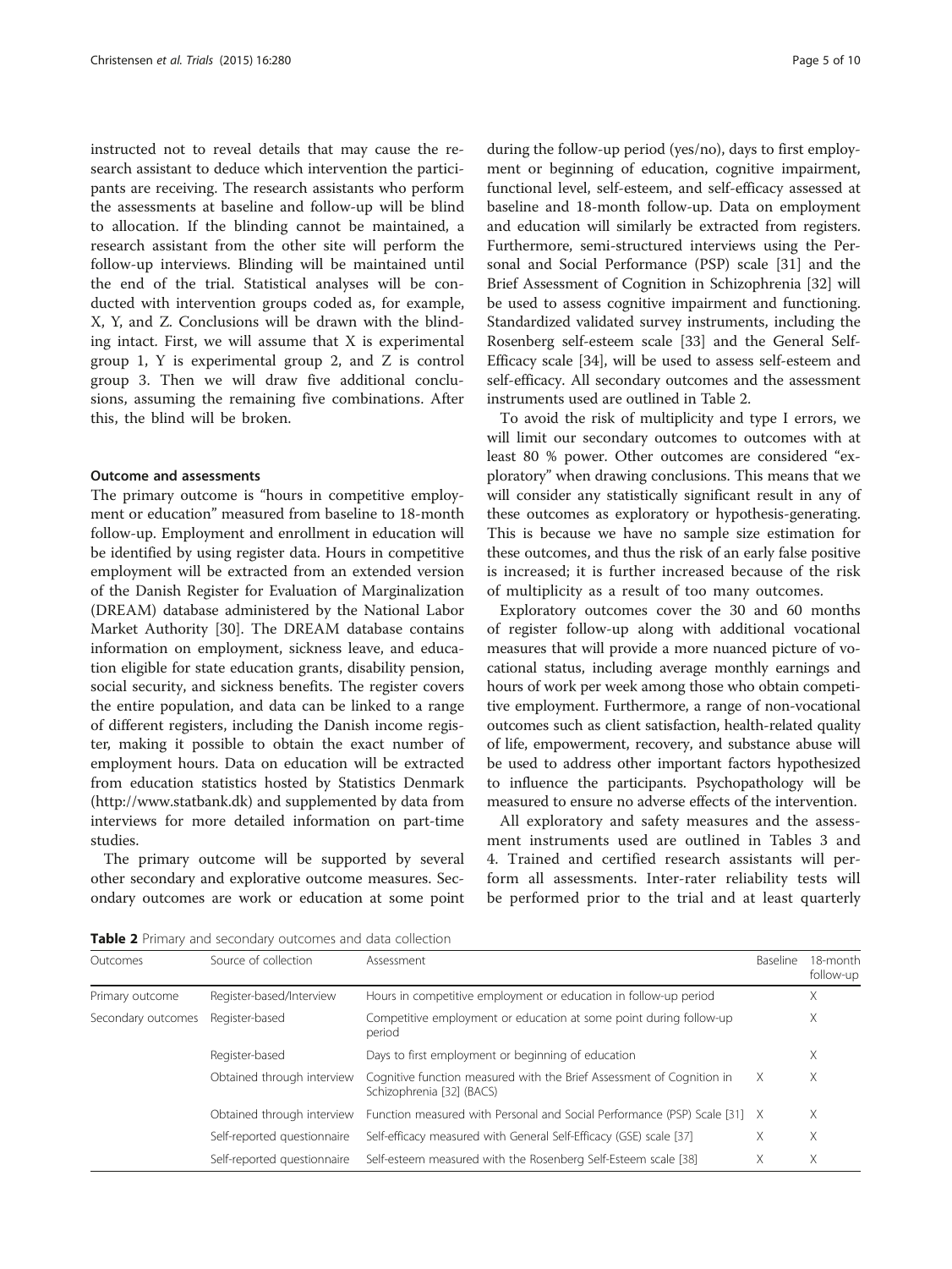instructed not to reveal details that may cause the research assistant to deduce which intervention the participants are receiving. The research assistants who perform the assessments at baseline and follow-up will be blind to allocation. If the blinding cannot be maintained, a research assistant from the other site will perform the follow-up interviews. Blinding will be maintained until the end of the trial. Statistical analyses will be conducted with intervention groups coded as, for example, X, Y, and Z. Conclusions will be drawn with the blinding intact. First, we will assume that X is experimental group 1, Y is experimental group 2, and Z is control group 3. Then we will draw five additional conclusions, assuming the remaining five combinations. After this, the blind will be broken.

### Outcome and assessments

The primary outcome is "hours in competitive employment or education" measured from baseline to 18-month follow-up. Employment and enrollment in education will be identified by using register data. Hours in competitive employment will be extracted from an extended version of the Danish Register for Evaluation of Marginalization (DREAM) database administered by the National Labor Market Authority [30]. The DREAM database contains information on employment, sickness leave, and education eligible for state education grants, disability pension, social security, and sickness benefits. The register covers the entire population, and data can be linked to a range of different registers, including the Danish income register, making it possible to obtain the exact number of employment hours. Data on education will be extracted from education statistics hosted by Statistics Denmark (http://www.statbank.dk) and supplemented by data from interviews for more detailed information on part-time studies.

The primary outcome will be supported by several other secondary and explorative outcome measures. Secondary outcomes are work or education at some point during the follow-up period (yes/no), days to first employment or beginning of education, cognitive impairment, functional level, self-esteem, and self-efficacy assessed at baseline and 18-month follow-up. Data on employment and education will similarly be extracted from registers. Furthermore, semi-structured interviews using the Personal and Social Performance (PSP) scale [31] and the Brief Assessment of Cognition in Schizophrenia [32] will be used to assess cognitive impairment and functioning. Standardized validated survey instruments, including the Rosenberg self-esteem scale [33] and the General Self-Efficacy scale [34], will be used to assess self-esteem and self-efficacy. All secondary outcomes and the assessment instruments used are outlined in Table 2.

To avoid the risk of multiplicity and type I errors, we will limit our secondary outcomes to outcomes with at least 80 % power. Other outcomes are considered "exploratory" when drawing conclusions. This means that we will consider any statistically significant result in any of these outcomes as exploratory or hypothesis-generating. This is because we have no sample size estimation for these outcomes, and thus the risk of an early false positive is increased; it is further increased because of the risk of multiplicity as a result of too many outcomes.

Exploratory outcomes cover the 30 and 60 months of register follow-up along with additional vocational measures that will provide a more nuanced picture of vocational status, including average monthly earnings and hours of work per week among those who obtain competitive employment. Furthermore, a range of non-vocational outcomes such as client satisfaction, health-related quality of life, empowerment, recovery, and substance abuse will be used to address other important factors hypothesized to influence the participants. Psychopathology will be measured to ensure no adverse effects of the intervention.

All exploratory and safety measures and the assessment instruments used are outlined in Tables 3 and 4. Trained and certified research assistants will perform all assessments. Inter-rater reliability tests will be performed prior to the trial and at least quarterly

**Table 2** Primary and secondary outcomes and data collection

| Outcomes | Source of collection | Assessment | Baseline | 18-month follow-up |
|---|---|---|---|---|
| Primary outcome | Register-based/Interview | Hours in competitive employment or education in follow-up period | | X |
| Secondary outcomes | Register-based | Competitive employment or education at some point during follow-up period | | X |
| | Register-based | Days to first employment or beginning of education | | X |
| | Obtained through interview | Cognitive function measured with the Brief Assessment of Cognition in Schizophrenia [32] (BACS) | X | X |
| | Obtained through interview | Function measured with Personal and Social Performance (PSP) Scale [31] | X | X |
| | Self-reported questionnaire | Self-efficacy measured with General Self-Efficacy (GSE) scale [37] | X | X |
| | Self-reported questionnaire | Self-esteem measured with the Rosenberg Self-Esteem scale [38] | X | X |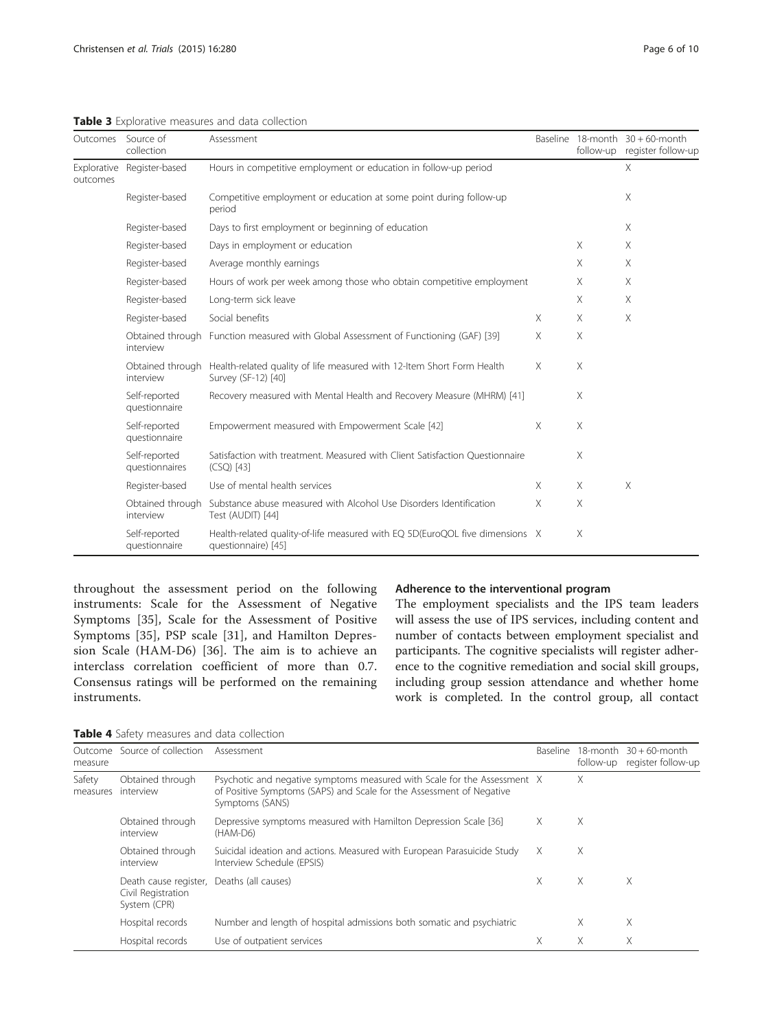**Table 3** Explorative measures and data collection

| Outcomes | Source of collection | Assessment | Baseline | 18-month follow-up | 30 + 60-month register follow-up |
|---|---|---|---|---|---|
| Explorative outcomes | Register-based | Hours in competitive employment or education in follow-up period | | | X |
| | Register-based | Competitive employment or education at some point during follow-up period | | | X |
| | Register-based | Days to first employment or beginning of education | | | X |
| | Register-based | Days in employment or education | | X | X |
| | Register-based | Average monthly earnings | | X | X |
| | Register-based | Hours of work per week among those who obtain competitive employment | | X | X |
| | Register-based | Long-term sick leave | | X | X |
| | Register-based | Social benefits | X | X | X |
| | Obtained through interview | Function measured with Global Assessment of Functioning (GAF) [39] | X | X | |
| | Obtained through interview | Health-related quality of life measured with 12-Item Short Form Health Survey (SF-12) [40] | X | X | |
| | Self-reported questionnaire | Recovery measured with Mental Health and Recovery Measure (MHRM) [41] | | X | |
| | Self-reported questionnaire | Empowerment measured with Empowerment Scale [42] | X | X | |
| | Self-reported questionnaires | Satisfaction with treatment. Measured with Client Satisfaction Questionnaire (CSQ) [43] | | X | |
| | Register-based | Use of mental health services | X | X | X |
| | Obtained through interview | Substance abuse measured with Alcohol Use Disorders Identification Test (AUDIT) [44] | X | X | |
| | Self-reported questionnaire | Health-related quality-of-life measured with EQ 5D(EuroQOL five dimensions questionnaire) [45] | X | X | |

throughout the assessment period on the following instruments: Scale for the Assessment of Negative Symptoms [35], Scale for the Assessment of Positive Symptoms [35], PSP scale [31], and Hamilton Depression Scale (HAM-D6) [36]. The aim is to achieve an interclass correlation coefficient of more than 0.7. Consensus ratings will be performed on the remaining instruments.

### Adherence to the interventional program

The employment specialists and the IPS team leaders will assess the use of IPS services, including content and number of contacts between employment specialist and participants. The cognitive specialists will register adherence to the cognitive remediation and social skill groups, including group session attendance and whether home work is completed. In the control group, all contact

**Table 4** Safety measures and data collection

| Outcome measure | Source of collection | Assessment | Baseline | 18-month follow-up | 30 + 60-month register follow-up |
|---|---|---|---|---|---|
| Safety measures | Obtained through interview | Psychotic and negative symptoms measured with Scale for the Assessment of Positive Symptoms (SAPS) and Scale for the Assessment of Negative Symptoms (SANS) | X | X | |
| | Obtained through interview | Depressive symptoms measured with Hamilton Depression Scale [36] (HAM-D6) | X | X | |
| | Obtained through interview | Suicidal ideation and actions. Measured with European Parasuicide Study Interview Schedule (EPSIS) | X | X | |
| | Death cause register, Civil Registration System (CPR) | Deaths (all causes) | X | X | X |
| | Hospital records | Number and length of hospital admissions both somatic and psychiatric | | X | X |
| | Hospital records | Use of outpatient services | X | X | X |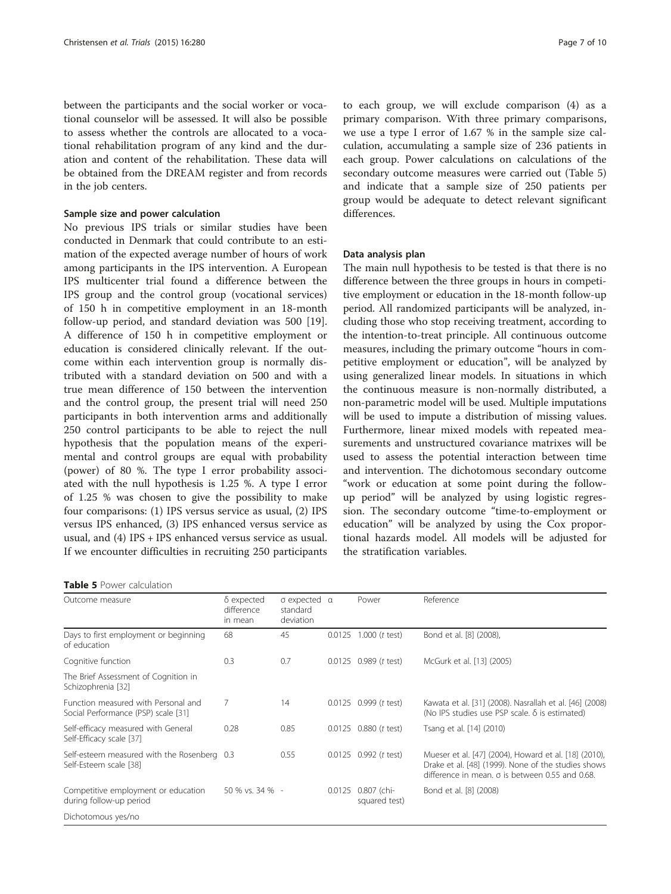between the participants and the social worker or vocational counselor will be assessed. It will also be possible to assess whether the controls are allocated to a vocational rehabilitation program of any kind and the duration and content of the rehabilitation. These data will be obtained from the DREAM register and from records in the job centers.

### Sample size and power calculation

No previous IPS trials or similar studies have been conducted in Denmark that could contribute to an estimation of the expected average number of hours of work among participants in the IPS intervention. A European IPS multicenter trial found a difference between the IPS group and the control group (vocational services) of 150 h in competitive employment in an 18-month follow-up period, and standard deviation was 500 [19]. A difference of 150 h in competitive employment or education is considered clinically relevant. If the outcome within each intervention group is normally distributed with a standard deviation on 500 and with a true mean difference of 150 between the intervention and the control group, the present trial will need 250 participants in both intervention arms and additionally 250 control participants to be able to reject the null hypothesis that the population means of the experimental and control groups are equal with probability (power) of 80 %. The type I error probability associated with the null hypothesis is 1.25 %. A type I error of 1.25 % was chosen to give the possibility to make four comparisons: (1) IPS versus service as usual, (2) IPS versus IPS enhanced, (3) IPS enhanced versus service as usual, and (4) IPS + IPS enhanced versus service as usual. If we encounter difficulties in recruiting 250 participants to each group, we will exclude comparison (4) as a primary comparison. With three primary comparisons, we use a type I error of 1.67 % in the sample size calculation, accumulating a sample size of 236 patients in each group. Power calculations on calculations of the secondary outcome measures were carried out (Table 5) and indicate that a sample size of 250 patients per group would be adequate to detect relevant significant differences.

### Data analysis plan

The main null hypothesis to be tested is that there is no difference between the three groups in hours in competitive employment or education in the 18-month follow-up period. All randomized participants will be analyzed, including those who stop receiving treatment, according to the intention-to-treat principle. All continuous outcome measures, including the primary outcome "hours in competitive employment or education", will be analyzed by using generalized linear models. In situations in which the continuous measure is non-normally distributed, a non-parametric model will be used. Multiple imputations will be used to impute a distribution of missing values. Furthermore, linear mixed models with repeated measurements and unstructured covariance matrixes will be used to assess the potential interaction between time and intervention. The dichotomous secondary outcome "work or education at some point during the follow-up period" will be analyzed by using logistic regression. The secondary outcome "time-to-employment or education" will be analyzed by using the Cox proportional hazards model. All models will be adjusted for the stratification variables.

**Table 5** Power calculation

| Outcome measure | δ expected difference in mean | σ expected standard deviation | α | Power | Reference |
|---|---|---|---|---|---|
| Days to first employment or beginning of education | 68 | 45 | 0.0125 | 1.000 (*t* test) | Bond et al. [8] (2008), |
| Cognitive function<br>The Brief Assessment of Cognition in Schizophrenia [32] | 0.3 | 0.7 | 0.0125 | 0.989 (*t* test) | McGurk et al. [13] (2005) |
| Function measured with Personal and Social Performance (PSP) scale [31] | 7 | 14 | 0.0125 | 0.999 (*t* test) | Kawata et al. [31] (2008). Nasrallah et al. [46] (2008) (No IPS studies use PSP scale. δ is estimated) |
| Self-efficacy measured with General Self-Efficacy scale [37] | 0.28 | 0.85 | 0.0125 | 0.880 (*t* test) | Tsang et al. [14] (2010) |
| Self-esteem measured with the Rosenberg Self-Esteem scale [38] | 0.3 | 0.55 | 0.0125 | 0.992 (*t* test) | Mueser et al. [47] (2004), Howard et al. [18] (2010), Drake et al. [48] (1999). None of the studies shows difference in mean. σ is between 0.55 and 0.68. |
| Competitive employment or education during follow-up period<br>Dichotomous yes/no | 50 % vs. 34 % | - | 0.0125 | 0.807 (chi-squared test) | Bond et al. [8] (2008) |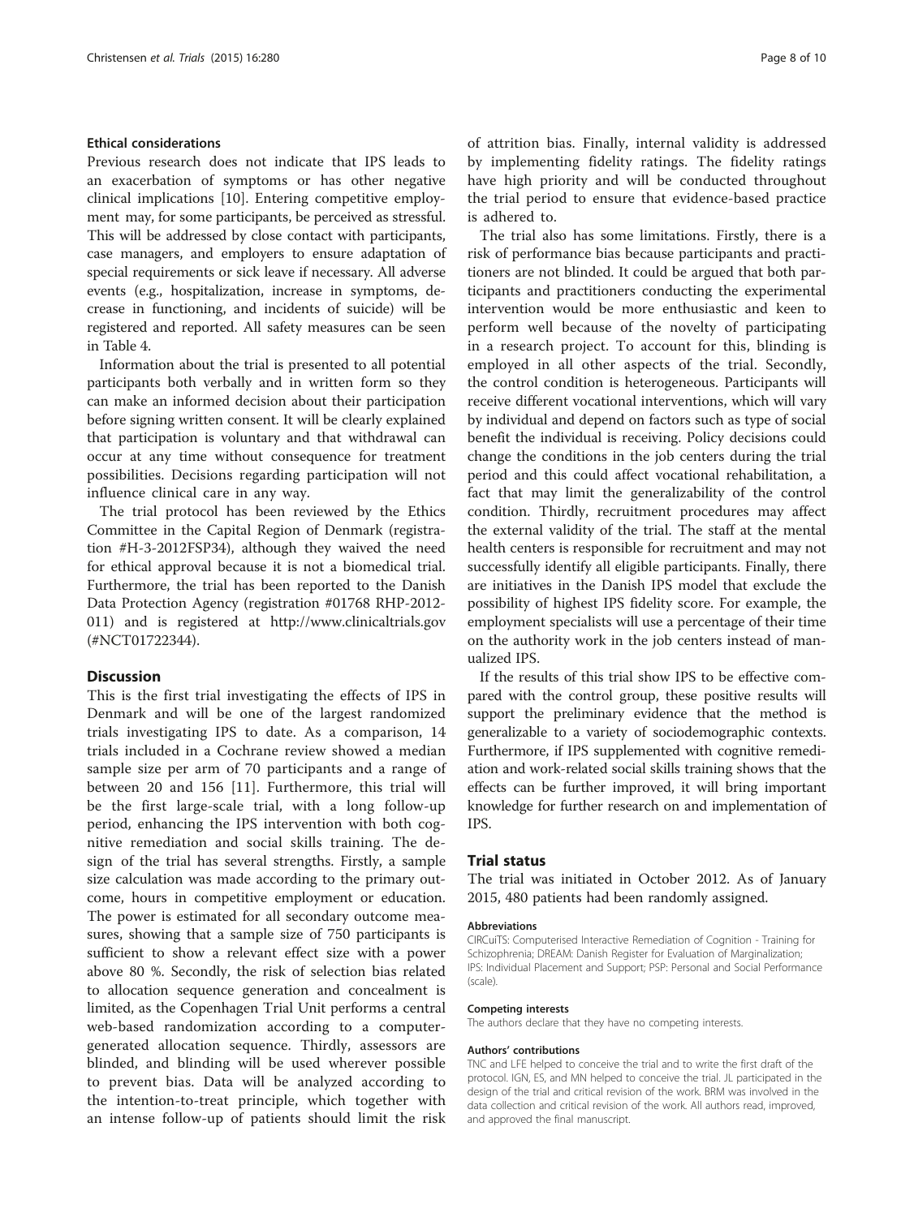### Ethical considerations

Previous research does not indicate that IPS leads to an exacerbation of symptoms or has other negative clinical implications [10]. Entering competitive employment may, for some participants, be perceived as stressful. This will be addressed by close contact with participants, case managers, and employers to ensure adaptation of special requirements or sick leave if necessary. All adverse events (e.g., hospitalization, increase in symptoms, decrease in functioning, and incidents of suicide) will be registered and reported. All safety measures can be seen in Table 4.

Information about the trial is presented to all potential participants both verbally and in written form so they can make an informed decision about their participation before signing written consent. It will be clearly explained that participation is voluntary and that withdrawal can occur at any time without consequence for treatment possibilities. Decisions regarding participation will not influence clinical care in any way.

The trial protocol has been reviewed by the Ethics Committee in the Capital Region of Denmark (registration #H-3-2012FSP34), although they waived the need for ethical approval because it is not a biomedical trial. Furthermore, the trial has been reported to the Danish Data Protection Agency (registration #01768 RHP-2012-011) and is registered at http://www.clinicaltrials.gov (#NCT01722344).

## Discussion

This is the first trial investigating the effects of IPS in Denmark and will be one of the largest randomized trials investigating IPS to date. As a comparison, 14 trials included in a Cochrane review showed a median sample size per arm of 70 participants and a range of between 20 and 156 [11]. Furthermore, this trial will be the first large-scale trial, with a long follow-up period, enhancing the IPS intervention with both cognitive remediation and social skills training. The design of the trial has several strengths. Firstly, a sample size calculation was made according to the primary outcome, hours in competitive employment or education. The power is estimated for all secondary outcome measures, showing that a sample size of 750 participants is sufficient to show a relevant effect size with a power above 80 %. Secondly, the risk of selection bias related to allocation sequence generation and concealment is limited, as the Copenhagen Trial Unit performs a central web-based randomization according to a computer-generated allocation sequence. Thirdly, assessors are blinded, and blinding will be used wherever possible to prevent bias. Data will be analyzed according to the intention-to-treat principle, which together with an intense follow-up of patients should limit the risk of attrition bias. Finally, internal validity is addressed by implementing fidelity ratings. The fidelity ratings have high priority and will be conducted throughout the trial period to ensure that evidence-based practice is adhered to.

The trial also has some limitations. Firstly, there is a risk of performance bias because participants and practitioners are not blinded. It could be argued that both participants and practitioners conducting the experimental intervention would be more enthusiastic and keen to perform well because of the novelty of participating in a research project. To account for this, blinding is employed in all other aspects of the trial. Secondly, the control condition is heterogeneous. Participants will receive different vocational interventions, which will vary by individual and depend on factors such as type of social benefit the individual is receiving. Policy decisions could change the conditions in the job centers during the trial period and this could affect vocational rehabilitation, a fact that may limit the generalizability of the control condition. Thirdly, recruitment procedures may affect the external validity of the trial. The staff at the mental health centers is responsible for recruitment and may not successfully identify all eligible participants. Finally, there are initiatives in the Danish IPS model that exclude the possibility of highest IPS fidelity score. For example, the employment specialists will use a percentage of their time on the authority work in the job centers instead of manualized IPS.

If the results of this trial show IPS to be effective compared with the control group, these positive results will support the preliminary evidence that the method is generalizable to a variety of sociodemographic contexts. Furthermore, if IPS supplemented with cognitive remediation and work-related social skills training shows that the effects can be further improved, it will bring important knowledge for further research on and implementation of IPS.

## Trial status

The trial was initiated in October 2012. As of January 2015, 480 patients had been randomly assigned.

#### Abbreviations

CIRCuiTS: Computerised Interactive Remediation of Cognition - Training for Schizophrenia; DREAM: Danish Register for Evaluation of Marginalization; IPS: Individual Placement and Support; PSP: Personal and Social Performance (scale).

#### Competing interests

The authors declare that they have no competing interests.

#### Authors' contributions

TNC and LFE helped to conceive the trial and to write the first draft of the protocol. IGN, ES, and MN helped to conceive the trial. JL participated in the design of the trial and critical revision of the work. BRM was involved in the data collection and critical revision of the work. All authors read, improved, and approved the final manuscript.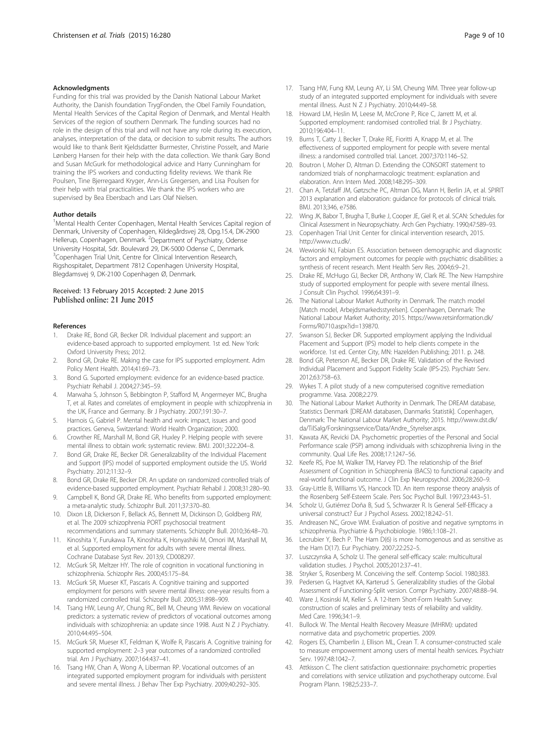## Acknowledgments

Funding for this trial was provided by the Danish National Labour Market Authority, the Danish foundation TrygFonden, the Obel Family Foundation, Mental Health Services of the Capital Region of Denmark, and Mental Health Services of the region of southern Denmark. The funding sources had no role in the design of this trial and will not have any role during its execution, analyses, interpretation of the data, or decision to submit results. The authors would like to thank Berit Kjeldsdatter Burmester, Christine Posselt, and Marie Lønberg Hansen for their help with the data collection. We thank Gary Bond and Susan McGurk for methodological advice and Harry Cunningham for training the IPS workers and conducting fidelity reviews. We thank Rie Poulsen, Tine Bjerregaard Kryger, Ann-Lis Gregersen, and Lisa Poulsen for their help with trial practicalities. We thank the IPS workers who are supervised by Bea Ebersbach and Lars Olaf Nielsen.

## Author details

[1]Mental Health Center Copenhagen, Mental Health Services Capital region of Denmark, University of Copenhagen, Kildegårdsvej 28, Opg.15.4, DK-2900 Hellerup, Copenhagen, Denmark. [2]Department of Psychiatry, Odense University Hospital, Sdr. Boulevard 29, DK-5000 Odense C, Denmark. [3]Copenhagen Trial Unit, Centre for Clinical Intervention Research, Rigshospitalet, Department 7812 Copenhagen University Hospital, Blegdamsvej 9, DK-2100 Copenhagen Ø, Denmark.

Received: 13 February 2015 Accepted: 2 June 2015
Published online: 21 June 2015

## References

1. Drake RE, Bond GR, Becker DR. Individual placement and support: an evidence-based approach to supported employment. 1st ed. New York: Oxford University Press; 2012.
2. Bond GR, Drake RE. Making the case for IPS supported employment. Adm Policy Ment Health. 2014;41:69–73.
3. Bond G. Suported employment: evidence for an evidence-based practice. Psychiatr Rehabil J. 2004;27:345–59.
4. Marwaha S, Johnson S, Bebbington P, Stafford M, Angermeyer MC, Brugha T, et al. Rates and correlates of employment in people with schizophrenia in the UK, France and Germany. Br J Psychiatry. 2007;191:30–7.
5. Harnois G, Gabriel P. Mental health and work: impact, issues and good practices. Geneva, Switzerland: World Health Organization; 2000.
6. Crowther RE, Marshall M, Bond GR, Huxley P. Helping people with severe mental illness to obtain work: systematic review. BMJ. 2001;322:204–8.
7. Bond GR, Drake RE, Becker DR. Generalizability of the Individual Placement and Support (IPS) model of supported employment outside the US. World Psychiatry. 2012;11:32–9.
8. Bond GR, Drake RE, Becker DR. An update on randomized controlled trials of evidence-based supported employment. Psychiatr Rehabil J. 2008;31:280–90.
9. Campbell K, Bond GR, Drake RE. Who benefits from supported employment: a meta-analytic study. Schizophr Bull. 2011;37:370–80.
10. Dixon LB, Dickerson F, Bellack AS, Bennett M, Dickinson D, Goldberg RW, et al. The 2009 schizophrenia PORT psychosocial treatment recommendations and summary statements. Schizophr Bull. 2010;36:48–70.
11. Kinoshita Y, Furukawa TA, Kinoshita K, Honyashiki M, Omori IM, Marshall M, et al. Supported employment for adults with severe mental illness. Cochrane Database Syst Rev. 2013;9, CD008297.
12. McGurk SR, Meltzer HY. The role of cognition in vocational functioning in schizophrenia. Schizophr Res. 2000;45:175–84.
13. McGurk SR, Mueser KT, Pascaris A. Cognitive training and supported employment for persons with severe mental illness: one-year results from a randomized controlled trial. Schizophr Bull. 2005;31:898–909.
14. Tsang HW, Leung AY, Chung RC, Bell M, Cheung WM. Review on vocational predictors: a systematic review of predictors of vocational outcomes among individuals with schizophrenia: an update since 1998. Aust N Z J Psychiatry. 2010;44:495–504.
15. McGurk SR, Mueser KT, Feldman K, Wolfe R, Pascaris A. Cognitive training for supported employment: 2–3 year outcomes of a randomized controlled trial. Am J Psychiatry. 2007;164:437–41.
16. Tsang HW, Chan A, Wong A, Liberman RP. Vocational outcomes of an integrated supported employment program for individuals with persistent and severe mental illness. J Behav Ther Exp Psychiatry. 2009;40:292–305.
17. Tsang HW, Fung KM, Leung AY, Li SM, Cheung WM. Three year follow-up study of an integrated supported employment for individuals with severe mental illness. Aust N Z J Psychiatry. 2010;44:49–58.
18. Howard LM, Heslin M, Leese M, McCrone P, Rice C, Jarrett M, et al. Supported employment: randomised controlled trial. Br J Psychiatry. 2010;196:404–11.
19. Burns T, Catty J, Becker T, Drake RE, Fioritti A, Knapp M, et al. The effectiveness of supported employment for people with severe mental illness: a randomised controlled trial. Lancet. 2007;370:1146–52.
20. Boutron I, Moher D, Altman D. Extending the CONSORT statement to randomized trials of nonpharmacologic treatment: explanation and elaboration. Ann Intern Med. 2008;148:295–309.
21. Chan A, Tetzlaff JM, Gøtzsche PC, Altman DG, Mann H, Berlin JA, et al. SPIRIT 2013 explanation and elaboration: guidance for protocols of clinical trials. BMJ. 2013;346, e7586.
22. Wing JK, Babor T, Brugha T, Burke J, Cooper JE, Giel R, et al. SCAN: Schedules for Clinical Assessment in Neuropsychiatry. Arch Gen Psychiatry. 1990;47:589–93.
23. Copenhagen Trial Unit Center for clinical intervention research, 2015. http://www.ctu.dk/.
24. Wewiorski NJ, Fabian ES. Association between demographic and diagnostic factors and employment outcomes for people with psychiatric disabilities: a synthesis of recent research. Ment Health Serv Res. 2004;6:9–21.
25. Drake RE, McHugo GJ, Becker DR, Anthony W, Clark RE. The New Hampshire study of supported employment for people with severe mental illness. J Consult Clin Psychol. 1996;64:391–9.
26. The National Labour Market Authority in Denmark. The match model [Match model, Arbejdsmarkedsstyrelsen]. Copenhagen, Denmark: The National Labour Market Authority; 2015. https://www.retsinformation.dk/Forms/R0710.aspx?id=139870.
27. Swanson SJ, Becker DR. Supported employment applying the Individual Placement and Support (IPS) model to help clients compete in the workforce. 1st ed. Center City, MN: Hazelden Publishing; 2011. p. 248.
28. Bond GR, Peterson AE, Becker DR, Drake RE. Validation of the Revised Individual Placement and Support Fidelity Scale (IPS-25). Psychiatr Serv. 2012;63:758–63.
29. Wykes T. A pilot study of a new computerised cognitive remediation programme. Vasa. 2008;2:279.
30. The National Labour Market Authority in Denmark. The DREAM database, Statistics Denmark [DREAM databasen, Danmarks Statistik]. Copenhagen, Denmark: The National Labour Market Authority; 2015. http://www.dst.dk/da/TilSalg/Forskningsservice/Data/Andre_Styrelser.aspx.
31. Kawata AK, Revicki DA. Psychometric properties of the Personal and Social Performance scale (PSP) among individuals with schizophrenia living in the community. Qual Life Res. 2008;17:1247–56.
32. Keefe RS, Poe M, Walker TM, Harvey PD. The relationship of the Brief Assessment of Cognition in Schizophrenia (BACS) to functional capacity and real-world functional outcome. J Clin Exp Neuropsychol. 2006;28:260–9.
33. Gray-Little B, Williams VS, Hancock TD. An item response theory analysis of the Rosenberg Self-Esteem Scale. Pers Soc Psychol Bull. 1997;23:443–51.
34. Scholz U, Gutiérrez Doña B, Sud S, Schwarzer R. Is General Self-Efficacy a universal construct? Eur J Psychol Assess. 2002;18:242–51.
35. Andreasen NC, Grove WM. Evaluation of positive and negative symptoms in schizophrenia. Psychiatrie & Psychobiologie. 1986;1:108–21.
36. Lecrubier Y, Bech P. The Ham D(6) is more homogenous and as sensitive as the Ham D(17). Eur Psychiatry. 2007;22:252–5.
37. Luszczynska A, Scholz U. The general self-efficacy scale: multicultural validation studies. J Psychol. 2005;2012:37–41.
38. Stryker S, Rosenberg M. Conceiving the self. Contemp Sociol. 1980;383.
39. Pedersen G, Hagtvet KA, Karterud S. Generalizability studies of the Global Assessment of Functioning-Split version. Compr Psychiatry. 2007;48:88–94.
40. Ware J, Kosinski M, Keller S. A 12-Item Short-Form Health Survey: construction of scales and preliminary tests of reliability and validity. Med Care. 1996;34:1–9.
41. Bullock W. The Mental Health Recovery Measure (MHRM): updated normative data and psychometric properties. 2009.
42. Rogers ES, Chamberlin J, Ellison ML, Crean T. A consumer-constructed scale to measure empowerment among users of mental health services. Psychiatr Serv. 1997;48:1042–7.
43. Attkisson C. The client satisfaction questionnaire: psychometric properties and correlations with service utilization and psychotherapy outcome. Eval Program Plann. 1982;5:233–7.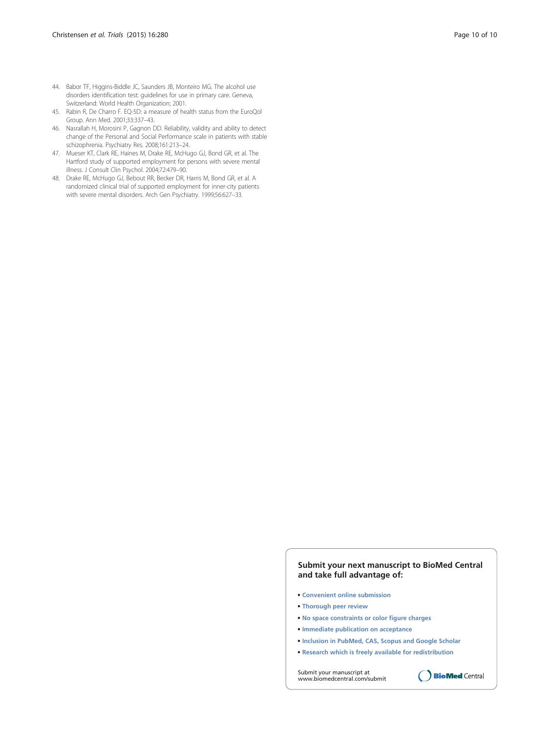44. Babor TF, Higgins-Biddle JC, Saunders JB, Monteiro MG. The alcohol use disorders identification test: guidelines for use in primary care. Geneva, Switzerland: World Health Organization; 2001.
45. Rabin R, De Charro F. EQ-5D: a measure of health status from the EuroQol Group. Ann Med. 2001;33:337–43.
46. Nasrallah H, Morosini P, Gagnon DD. Reliability, validity and ability to detect change of the Personal and Social Performance scale in patients with stable schizophrenia. Psychiatry Res. 2008;161:213–24.
47. Mueser KT, Clark RE, Haines M, Drake RE, McHugo GJ, Bond GR, et al. The Hartford study of supported employment for persons with severe mental illness. J Consult Clin Psychol. 2004;72:479–90.
48. Drake RE, McHugo GJ, Bebout RR, Becker DR, Harris M, Bond GR, et al. A randomized clinical trial of supported employment for inner-city patients with severe mental disorders. Arch Gen Psychiatry. 1999;56:627–33.

**Submit your next manuscript to BioMed Central and take full advantage of:**

- **Convenient online submission**
- **Thorough peer review**
- **No space constraints or color figure charges**
- **Immediate publication on acceptance**
- **Inclusion in PubMed, CAS, Scopus and Google Scholar**
- **Research which is freely available for redistribution**

Submit your manuscript at
www.biomedcentral.com/submit

BioMed Central